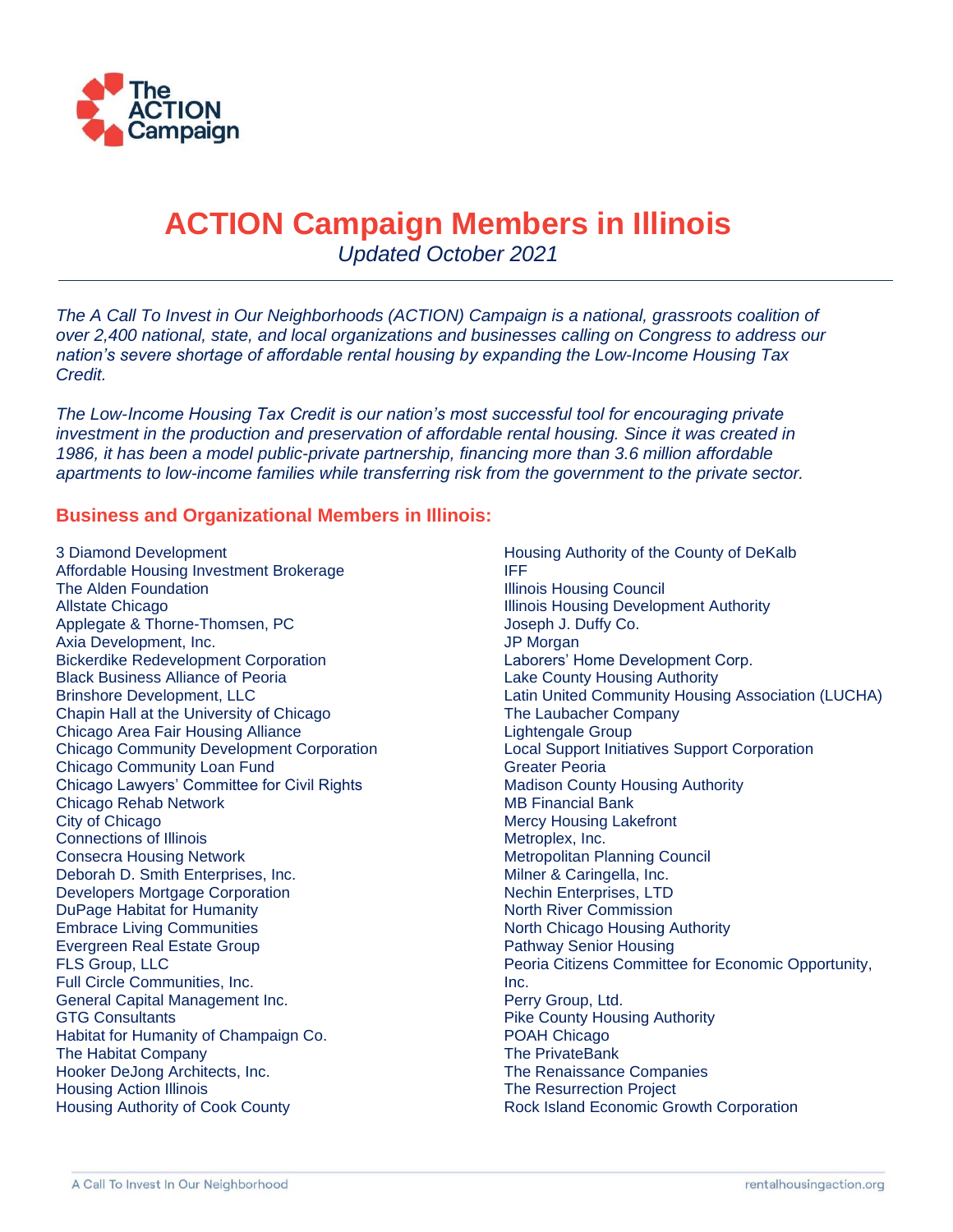# ACTION Campaign Members in Illinois

*Updated October 2021*

---

*The A Call To Invest in Our Neighborhoods (ACTION) Campaign is a national, grassroots coalition of over 2,400 national, state, and local organizations and businesses calling on Congress to address our nation's severe shortage of affordable rental housing by expanding the Low-Income Housing Tax Credit.*

*The Low-Income Housing Tax Credit is our nation's most successful tool for encouraging private investment in the production and preservation of affordable rental housing. Since it was created in 1986, it has been a model public-private partnership, financing more than 3.6 million affordable apartments to low-income families while transferring risk from the government to the private sector.*

## Business and Organizational Members in Illinois:

3 Diamond Development
Affordable Housing Investment Brokerage
The Alden Foundation
Allstate Chicago
Applegate & Thorne-Thomsen, PC
Axia Development, Inc.
Bickerdike Redevelopment Corporation
Black Business Alliance of Peoria
Brinshore Development, LLC
Chapin Hall at the University of Chicago
Chicago Area Fair Housing Alliance
Chicago Community Development Corporation
Chicago Community Loan Fund
Chicago Lawyers' Committee for Civil Rights
Chicago Rehab Network
City of Chicago
Connections of Illinois
Consecra Housing Network
Deborah D. Smith Enterprises, Inc.
Developers Mortgage Corporation
DuPage Habitat for Humanity
Embrace Living Communities
Evergreen Real Estate Group
FLS Group, LLC
Full Circle Communities, Inc.
General Capital Management Inc.
GTG Consultants
Habitat for Humanity of Champaign Co.
The Habitat Company
Hooker DeJong Architects, Inc.
Housing Action Illinois
Housing Authority of Cook County
Housing Authority of the County of DeKalb
IFF
Illinois Housing Council
Illinois Housing Development Authority
Joseph J. Duffy Co.
JP Morgan
Laborers' Home Development Corp.
Lake County Housing Authority
Latin United Community Housing Association (LUCHA)
The Laubacher Company
Lightengale Group
Local Support Initiatives Support Corporation
Greater Peoria
Madison County Housing Authority
MB Financial Bank
Mercy Housing Lakefront
Metroplex, Inc.
Metropolitan Planning Council
Milner & Caringella, Inc.
Nechin Enterprises, LTD
North River Commission
North Chicago Housing Authority
Pathway Senior Housing
Peoria Citizens Committee for Economic Opportunity, Inc.
Perry Group, Ltd.
Pike County Housing Authority
POAH Chicago
The PrivateBank
The Renaissance Companies
The Resurrection Project
Rock Island Economic Growth Corporation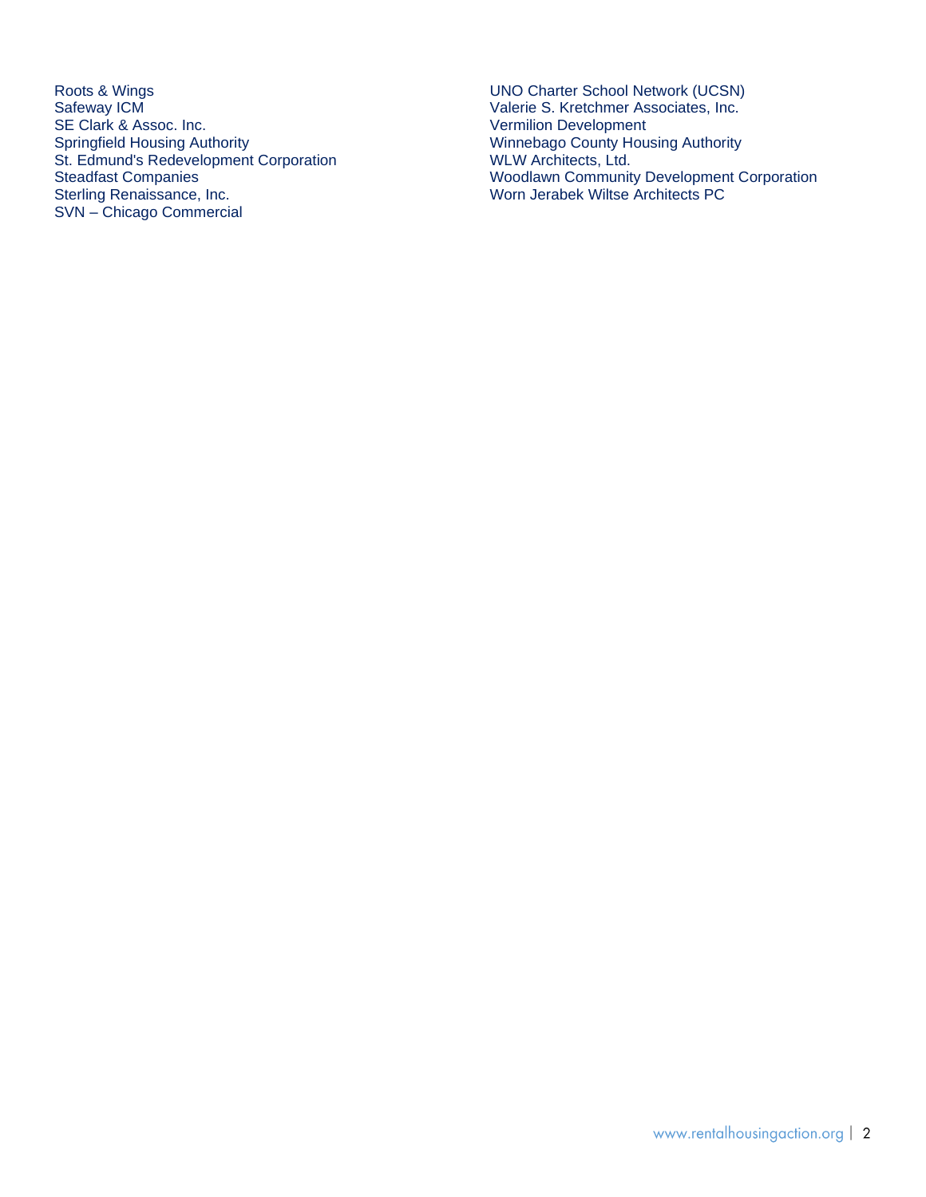Roots & Wings
Safeway ICM
SE Clark & Assoc. Inc.
Springfield Housing Authority
St. Edmund's Redevelopment Corporation
Steadfast Companies
Sterling Renaissance, Inc.
SVN – Chicago Commercial
UNO Charter School Network (UCSN)
Valerie S. Kretchmer Associates, Inc.
Vermilion Development
Winnebago County Housing Authority
WLW Architects, Ltd.
Woodlawn Community Development Corporation
Worn Jerabek Wiltse Architects PC